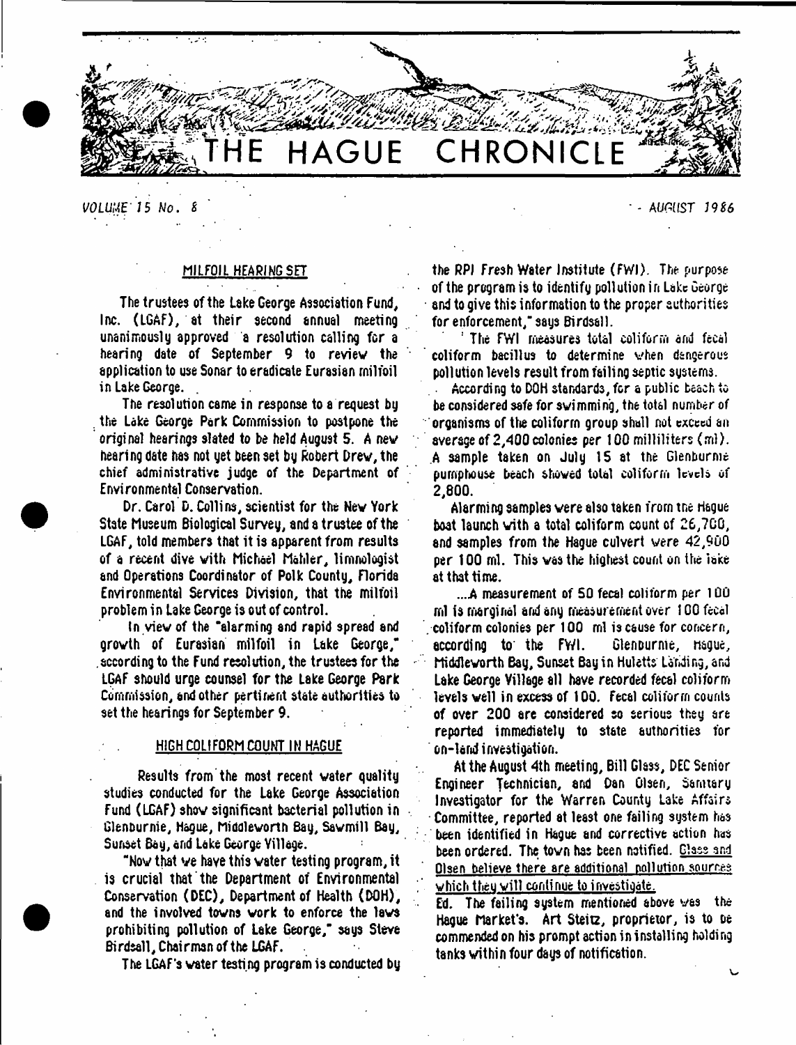# THE HAGUE CHRONICLE

VOLUME 15 No. 8 - AUGUST 1986

## MILFOIL HEARING SET

The trustees of the Lake George Association Fund, Inc. (LGAF), at their second annual meeting unanimously approved a resolution calling for a hearing date of September 9 to review the application to use Sonar to eradicate Eurasian milfoil in Lake George.

The resolution came in response to a request by the Lake George Park Commission to postpone the original hearings slated to be held August 5. A new hearing date has not yet been set by Robert Drew, the chief administrative judge of the Department of Environmental Conservation.

Dr. Carol D. Collins, scientist for the New York State Museum Biological Survey, and a trustee of the LGAF, told members that it is apparent from results of a recent dive with Michael Mahler, limnologist and Operations Coordinator of Polk County, Florida Environmental Services Division, that the milfoil problem in Lake George is out of control.

In view of the "alarming and rapid spread and growth of Eurasian milfoil in Lake George," according to the Fund resolution, the trustees for the LGAF should urge counsel for the Lake George Park Commission, and other pertinent state authorities to set the hearings for September 9.

## HIGH COLIFORM COUNT IN HAGUE

Results from the most recent water quality studies conducted for the Lake George Association Fund (LGAF) show significant bacterial pollution in Glenburnie, Hague, Middleworth Bay, Sawmill Bay, Sunset Bay, and Lake George Village.

"Now that we have this water testing program, it is crucial that the Department of Environmental Conservation (DEC), Department of Health (DOH), and the involved towns work to enforce the laws prohibiting pollution of Lake George," says Steve Birdsall, Chairman of the LGAF.

The LGAF's water testing program is conducted by the RPI Fresh Water Institute (FWI). The purpose of the program is to identify pollution in Lake George and to give this information to the proper authorities for enforcement," says Birdsall.

The FWI measures total coliform and fecal coliform bacillus to determine when dangerous pollution levels result from failing septic systems.

According to DOH standards, for a public beach to be considered safe for swimming, the total number of organisms of the coliform group shall not exceed an average of 2,400 colonies per 100 milliliters (ml). A sample taken on July 15 at the Glenburnie pumphouse beach showed total coliform levels of 2,800.

Alarming samples were also taken from the Hague boat launch with a total coliform count of 26,700, and samples from the Hague culvert were 42,900 per 100 ml. This was the highest count on the lake at that time.

...A measurement of 50 fecal coliform per 100 ml is marginal and any measurement over 100 fecal coliform colonies per 100 ml is cause for concern, according to the FWI. Glenburnie, Hague, Middleworth Bay, Sunset Bay in Huletts Landing, and Lake George Village all have recorded fecal coliform levels well in excess of 100. Fecal coliform counts of over 200 are considered so serious they are reported immediately to state authorities for on-land investigation.

At the August 4th meeting, Bill Glass, DEC Senior Engineer Technician, and Dan Olsen, Sanitary Investigator for the Warren County Lake Affairs Committee, reported at least one failing system has been identified in Hague and corrective action has been ordered. The town has been notified. Glass and Olsen believe there are additional pollution sources which they will continue to investigate.

Ed. The failing system mentioned above was the Hague Market's. Art Steitz, proprietor, is to be commended on his prompt action in installing holding tanks within four days of notification.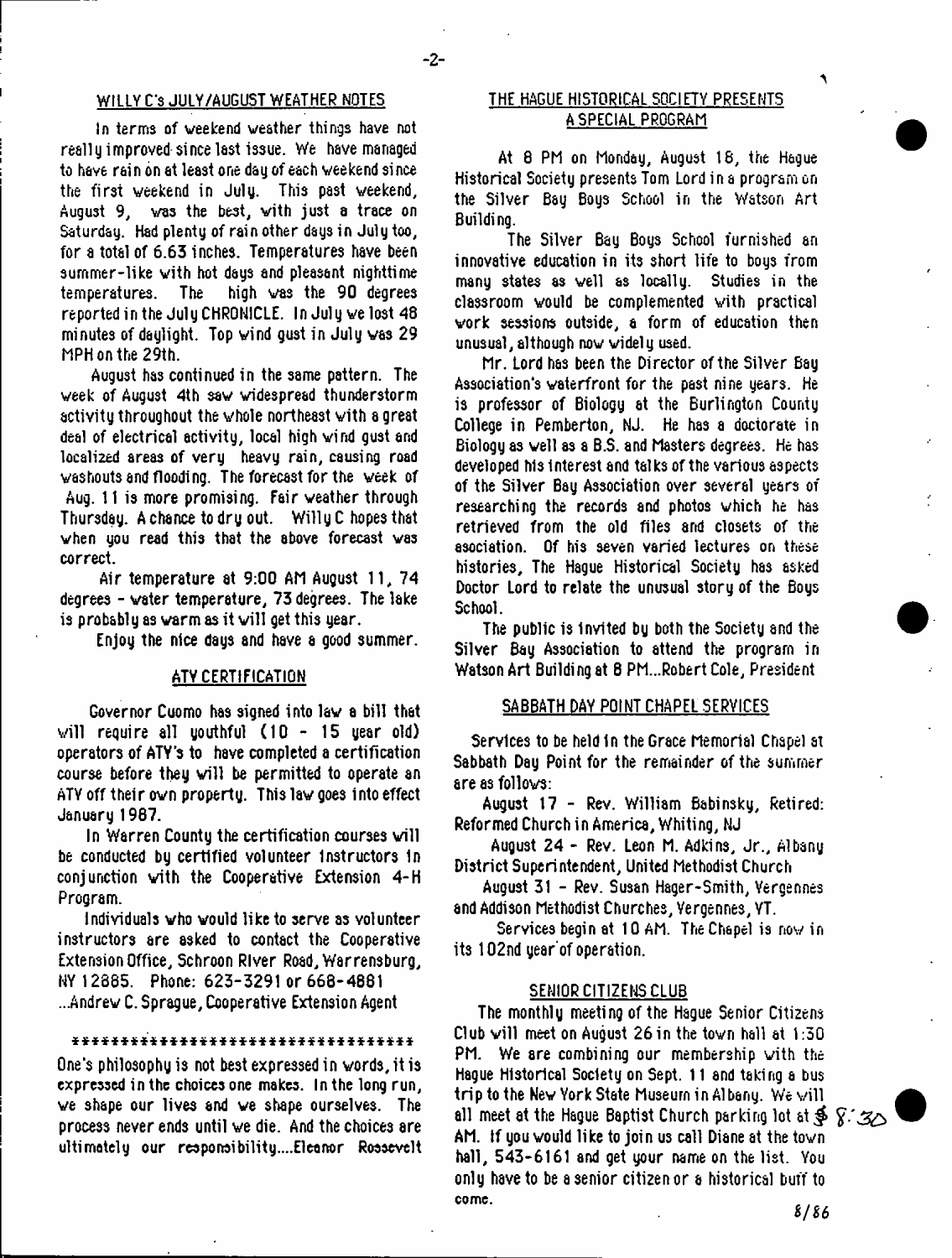## WILLY C's JULY/AUGUST WEATHER NOTES

In terms of weekend weather things have not really improved since last issue. We have managed to have rain on at least one day of each weekend since the first weekend in July. This past weekend, August 9, was the best, with just a trace on Saturday. Had plenty of rain other days in July too, for a total of 6.63 inches. Temperatures have been summer-like with hot days and pleasant nighttime temperatures. The high was the 90 degrees reported in the July CHRONICLE. In July we lost 48 minutes of daylight. Top wind gust in July was 29 MPH on the 29th.

August has continued in the same pattern. The week of August 4th saw widespread thunderstorm activity throughout the whole northeast with a great deal of electrical activity, local high wind gust and localized areas of very heavy rain, causing road washouts and flooding. The forecast for the week of Aug. 11 is more promising. Fair weather through Thursday. A chance to dry out. Willy C hopes that when you read this that the above forecast was correct.

Air temperature at 9:00 AM August 11, 74 degrees - water temperature, 73 degrees. The lake is probably as warm as it will get this year.

Enjoy the nice days and have a good summer.

## ATV CERTIFICATION

Governor Cuomo has signed into law a bill that will require all youthful (10 - 15 year old) operators of ATV's to have completed a certification course before they will be permitted to operate an ATV off their own property. This law goes into effect January 1987.

In Warren County the certification courses will be conducted by certified volunteer instructors in conjunction with the Cooperative Extension 4-H Program.

Individuals who would like to serve as volunteer instructors are asked to contact the Cooperative Extension Office, Schroon River Road, Warrensburg, NY 12885. Phone: 623-3291 or 668-4881

...Andrew C. Sprague, Cooperative Extension Agent

**********************************

One's philosophy is not best expressed in words, it is expressed in the choices one makes. In the long run, we shape our lives and we shape ourselves. The process never ends until we die. And the choices are ultimately our responsibility....Eleanor Roosevelt

## THE HAGUE HISTORICAL SOCIETY PRESENTS A SPECIAL PROGRAM

At 8 PM on Monday, August 18, the Hague Historical Society presents Tom Lord in a program on the Silver Bay Boys School in the Watson Art Building.

The Silver Bay Boys School furnished an innovative education in its short life to boys from many states as well as locally. Studies in the classroom would be complemented with practical work sessions outside, a form of education then unusual, although now widely used.

Mr. Lord has been the Director of the Silver Bay Association's waterfront for the past nine years. He is professor of Biology at the Burlington County College in Pemberton, NJ. He has a doctorate in Biology as well as a B.S. and Masters degrees. He has developed his interest and talks of the various aspects of the Silver Bay Association over several years of researching the records and photos which he has retrieved from the old files and closets of the association. Of his seven varied lectures on these histories, The Hague Historical Society has asked Doctor Lord to relate the unusual story of the Boys School.

The public is invited by both the Society and the Silver Bay Association to attend the program in Watson Art Building at 8 PM...Robert Cole, President

## SABBATH DAY POINT CHAPEL SERVICES

Services to be held in the Grace Memorial Chapel at Sabbath Day Point for the remainder of the summer are as follows:

August 17 - Rev. William Babinsky, Retired: Reformed Church in America, Whiting, NJ

August 24 - Rev. Leon M. Adkins, Jr., Albany District Superintendent, United Methodist Church

August 31 - Rev. Susan Hager-Smith, Vergennes and Addison Methodist Churches, Vergennes, VT.

Services begin at 10 AM. The Chapel is now in its 102nd year of operation.

## SENIOR CITIZENS CLUB

The monthly meeting of the Hague Senior Citizens Club will meet on August 26 in the town hall at 1:30 PM. We are combining our membership with the Hague Historical Society on Sept. 11 and taking a bus trip to the New York State Museum in Albany. We will all meet at the Hague Baptist Church parking lot at 8:30 AM. If you would like to join us call Diane at the town hall, 543-6161 and get your name on the list. You only have to be a senior citizen or a historical buff to come.

8/86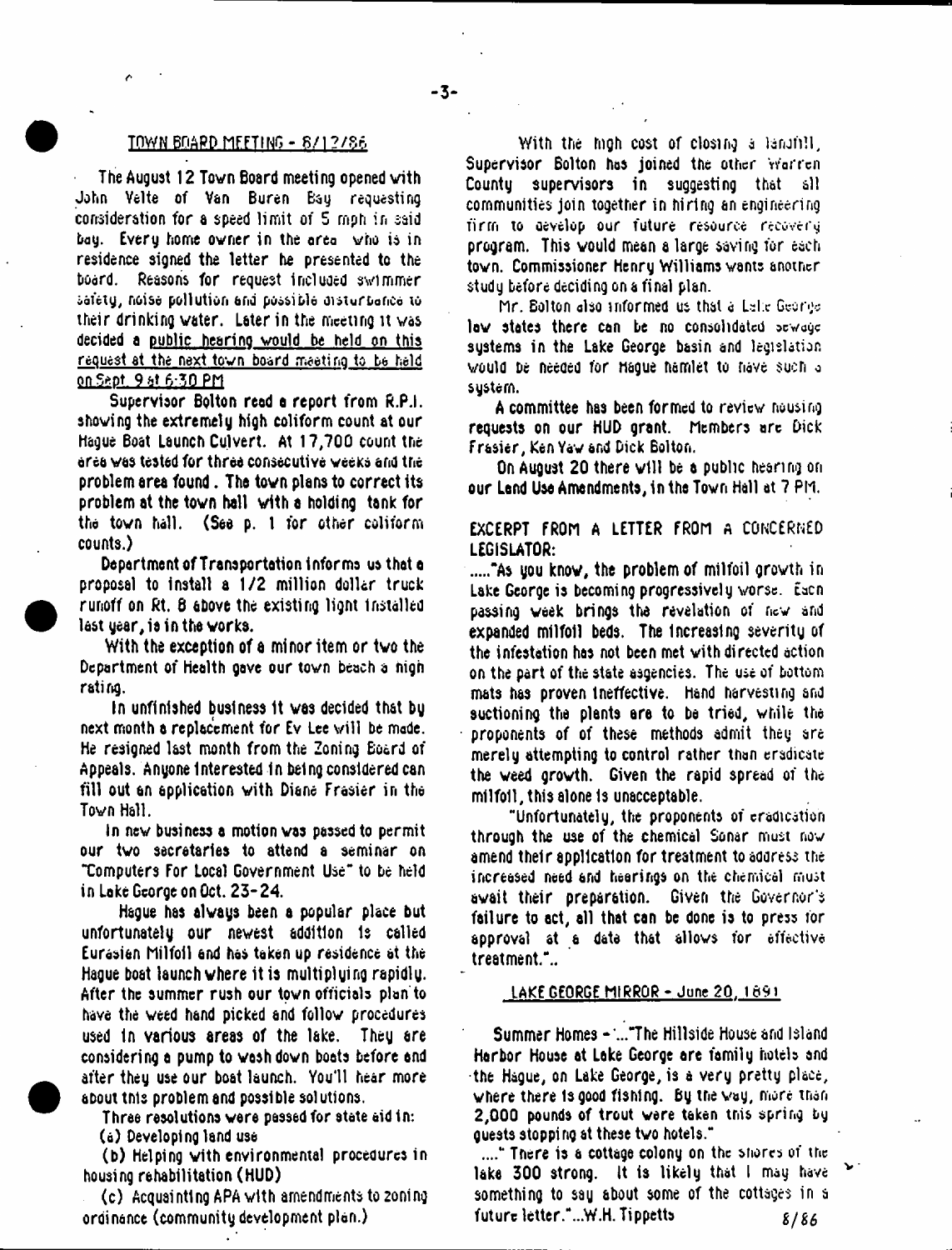## TOWN BOARD MEETING - 8/12/86

The August 12 Town Board meeting opened with John Velte of Van Buren Bay requesting consideration for a speed limit of 5 mph in said bay. Every home owner in the area who is in residence signed the letter he presented to the board. Reasons for request included swimmer safety, noise pollution and possible disturbance to their drinking water. Later in the meeting it was decided a public hearing would be held on this request at the next town board meeting to be held on Sept. 9 at 6:30 PM

Supervisor Bolton read a report from R.P.I. showing the extremely high coliform count at our Hague Boat Launch Culvert. At 17,700 count the area was tested for three consecutive weeks and the problem area found. The town plans to correct its problem at the town hall with a holding tank for the town hall. (See p. 1 for other coliform counts.)

Department of Transportation informs us that a proposal to install a 1/2 million dollar truck runoff on Rt. 8 above the existing light installed last year, is in the works.

With the exception of a minor item or two the Department of Health gave our town beach a high rating.

In unfinished business it was decided that by next month a replacement for Ev Lee will be made. He resigned last month from the Zoning Board of Appeals. Anyone interested in being considered can fill out an application with Diane Frasier in the Town Hall.

In new business a motion was passed to permit our two secretaries to attend a seminar on "Computers For Local Government Use" to be held in Lake George on Oct. 23-24.

Hague has always been a popular place but unfortunately our newest addition is called Eurasian Milfoil and has taken up residence at the Hague boat launch where it is multiplying rapidly. After the summer rush our town officials plan to have the weed hand picked and follow procedures used in various areas of the lake. They are considering a pump to wash down boats before and after they use our boat launch. You'll hear more about this problem and possible solutions.

Three resolutions were passed for state aid in:

(a) Developing land use

(b) Helping with environmental procedures in housing rehabilitation (HUD)

(c) Acquainting APA with amendments to zoning ordinance (community development plan.)

With the high cost of closing a landfill, Supervisor Bolton has joined the other Warren County supervisors in suggesting that all communities join together in hiring an engineering firm to develop our future resource recovery program. This would mean a large saving for each town. Commissioner Henry Williams wants another study before deciding on a final plan.

Mr. Bolton also informed us that a Lake George law states there can be no consolidated sewage systems in the Lake George basin and legislation would be needed for Hague hamlet to have such a system.

A committee has been formed to review housing requests on our HUD grant. Members are Dick Frasier, Ken Yaw and Dick Bolton.

On August 20 there will be a public hearing on our Land Use Amendments, in the Town Hall at 7 PM.

## EXCERPT FROM A LETTER FROM A CONCERNED LEGISLATOR:

....."As you know, the problem of milfoil growth in Lake George is becoming progressively worse. Each passing week brings the revelation of new and expanded milfoil beds. The increasing severity of the infestation has not been met with directed action on the part of the state agencies. The use of bottom mats has proven ineffective. Hand harvesting and suctioning the plants are to be tried, while the proponents of of these methods admit they are merely attempting to control rather than eradicate the weed growth. Given the rapid spread of the milfoil, this alone is unacceptable.

"Unfortunately, the proponents of eradication through the use of the chemical Sonar must now amend their application for treatment to address the increased need and hearings on the chemical must await their preparation. Given the Governor's failure to act, all that can be done is to press for approval at a date that allows for effective treatment."..

## LAKE GEORGE MIRROR - June 20, 1891

Summer Homes - "..."The Hillside House and Island Harbor House at Lake George are family hotels and the Hague, on Lake George, is a very pretty place, where there is good fishing. By the way, more than 2,000 pounds of trout were taken this spring by guests stopping at these two hotels."

...." There is a cottage colony on the shores of the lake 300 strong. It is likely that I may have something to say about some of the cottages in a future letter."...W.H. Tippetts 8/86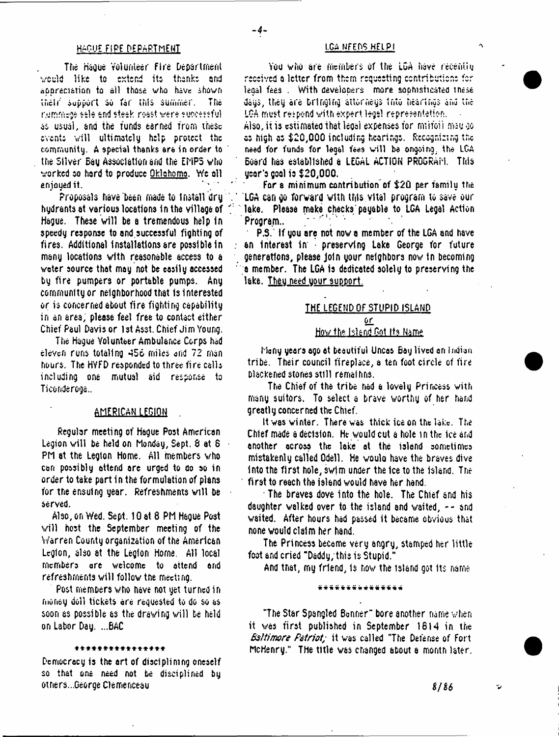## HAGUE FIRE DEPARTMENT

The Hague Volunteer Fire Department would like to extend its thanks and appreciation to all those who have shown their support so far this summer. The rummage sale and steak roast were successful as usual, and the funds earned from these events will ultimately help protect the community. A special thanks are in order to the Silver Bay Association and the EMPS who worked so hard to produce Oklahoma. We all enjoyed it.

Proposals have been made to install dry hydrants at various locations in the village of Hague. These will be a tremendous help in speedy response to and successful fighting of fires. Additional installations are possible in many locations with reasonable access to a water source that may not be easily accessed by fire pumpers or portable pumps. Any community or neighborhood that is interested or is concerned about fire fighting capability in an area, please feel free to contact either Chief Paul Davis or 1st Asst. Chief Jim Young.

The Hague Volunteer Ambulance Corps had eleven runs totaling 456 miles and 72 man hours. The HVFD responded to three fire calls including one mutual aid response to Ticonderoga..

## AMERICAN LEGION

Regular meeting of Hague Post American Legion will be held on Monday, Sept. 8 at 8 PM at the Legion Home. All members who can possibly attend are urged to do so in order to take part in the formulation of plans for the ensuing year. Refreshments will be served.

Also, on Wed. Sept. 10 at 8 PM Hague Post will host the September meeting of the Warren County organization of the American Legion, also at the Legion Home. All local members are welcome to attend and refreshments will follow the meeting.

Post members who have not yet turned in money doll tickets are requested to do so as soon as possible as the drawing will be held on Labor Day. ...BAC

\*\*\*\*\*\*\*\*\*\*\*\*\*\*\*\*

Democracy is the art of disciplining oneself so that one need not be disciplined by others...George Clemenceau

## LGA NEEDS HELP!

You who are members of the LGA have recently received a letter from them requesting contributions for legal fees . With developers more sophisticated these days, they are bringing attorneys into hearings and the LGA must respond with expert legal representation. Also, it is estimated that legal expenses for milfoil may go as high as $20,000 including hearings. Recognizing the need for funds for legal fees will be ongoing, the LGA Board has established a LEGAL ACTION PROGRAM. This year's goal is $20,000.

For a minimum contribution of $20 per family the LGA can go forward with this vital program to save our lake. Please make checks payable to LGA Legal Action Program..

P.S. If you are not now a member of the LGA and have an interest in preserving Lake George for future generations, please join your neighbors now in becoming a member. The LGA is dedicated solely to preserving the lake. They need your support.

## THE LEGEND OF STUPID ISLAND
### or
### How the Island Got Its Name

Many years ago at beautiful Uncas Bay lived an Indian tribe. Their council fireplace, a ten foot circle of fire blackened stones still remains.

The Chief of the tribe had a lovely Princess with many suitors. To select a brave worthy of her hand greatly concerned the Chief.

It was winter. There was thick ice on the lake. The Chief made a decision. He would cut a hole in the ice and another across the lake at the island sometimes mistakenly called Odell. He would have the braves dive into the first hole, swim under the ice to the island. The first to reach the island would have her hand.

The braves dove into the hole. The Chief and his daughter walked over to the island and waited, -- and waited. After hours had passed it became obvious that none would claim her hand.

The Princess became very angry, stamped her little foot and cried "Daddy, this is Stupid."

And that, my friend, is how the island got its name.

\*\*\*\*\*\*\*\*\*\*\*\*\*\*\*

"The Star Spangled Banner" bore another name when it was first published in September 1814 in the *Baltimore Patriot;* it was called "The Defense of Fort McHenry." The title was changed about a month later.

8/86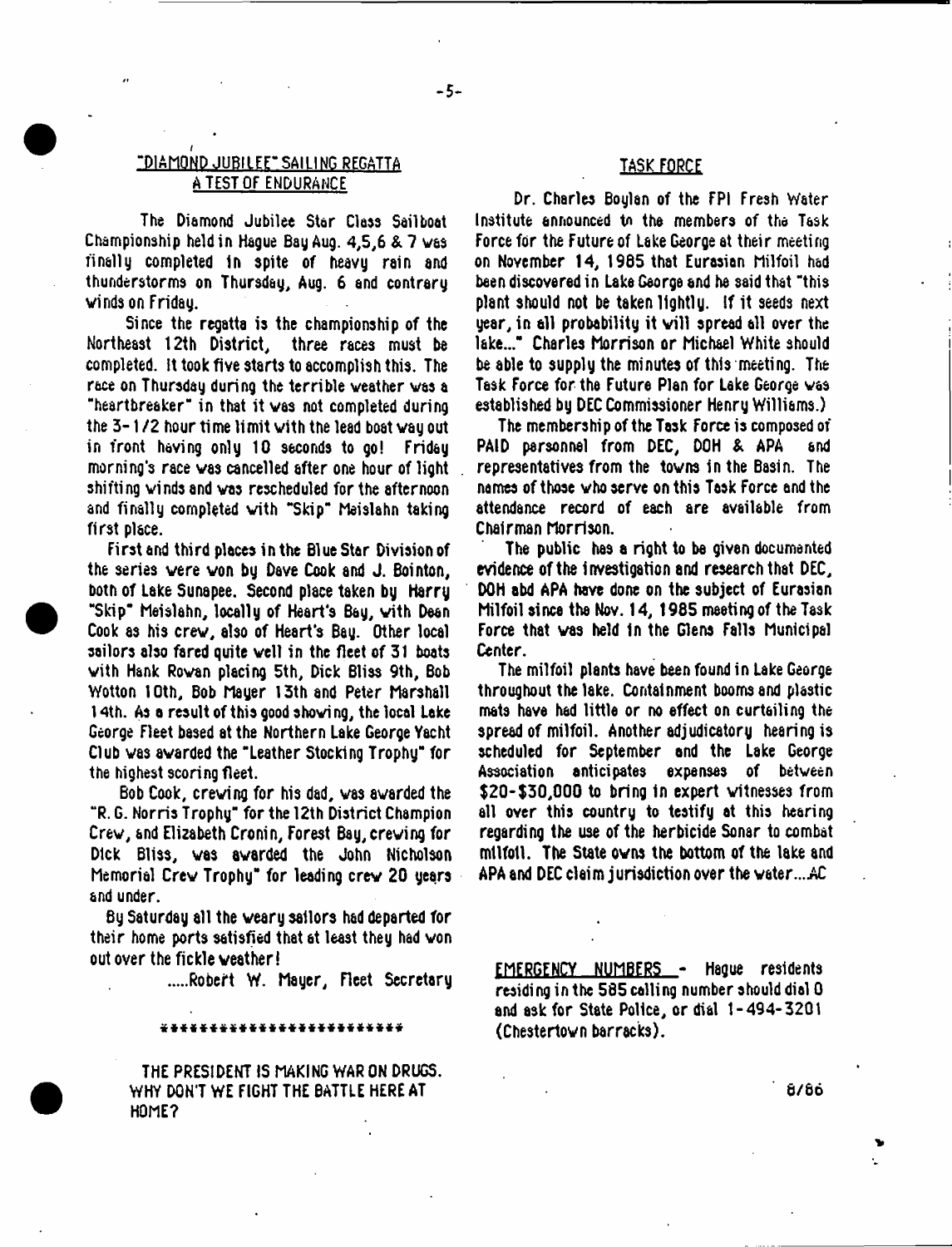## "DIAMOND JUBILEE" SAILING REGATTA
## A TEST OF ENDURANCE

The Diamond Jubilee Star Class Sailboat Championship held in Hague Bay Aug. 4,5,6 & 7 was finally completed in spite of heavy rain and thunderstorms on Thursday, Aug. 6 and contrary winds on Friday.

Since the regatta is the championship of the Northeast 12th District, three races must be completed. It took five starts to accomplish this. The race on Thursday during the terrible weather was a "heartbreaker" in that it was not completed during the 3-1/2 hour time limit with the lead boat way out in front having only 10 seconds to go! Friday morning's race was cancelled after one hour of light shifting winds and was rescheduled for the afternoon and finally completed with "Skip" Meislahn taking first place.

First and third places in the Blue Star Division of the series were won by Dave Cook and J. Bointon, both of Lake Sunapee. Second place taken by Harry "Skip" Meislahn, locally of Heart's Bay, with Dean Cook as his crew, also of Heart's Bay. Other local sailors also fared quite well in the fleet of 31 boats with Hank Rowan placing 5th, Dick Bliss 9th, Bob Wotton 10th, Bob Mayer 13th and Peter Marshall 14th. As a result of this good showing, the local Lake George Fleet based at the Northern Lake George Yacht Club was awarded the "Leather Stocking Trophy" for the highest scoring fleet.

Bob Cook, crewing for his dad, was awarded the "R. G. Norris Trophy" for the 12th District Champion Crew, and Elizabeth Cronin, Forest Bay, crewing for Dick Bliss, was awarded the John Nicholson Memorial Crew Trophy" for leading crew 20 years and under.

By Saturday all the weary sailors had departed for their home ports satisfied that at least they had won out over the fickle weather!

.....Robert W. Mayer, Fleet Secretary

*************************

THE PRESIDENT IS MAKING WAR ON DRUGS. WHY DON'T WE FIGHT THE BATTLE HERE AT HOME?

## TASK FORCE

Dr. Charles Boylan of the FPI Fresh Water Institute announced to the members of the Task Force for the Future of Lake George at their meeting on November 14, 1985 that Eurasian Milfoil had been discovered in Lake George and he said that "this plant should not be taken lightly. If it seeds next year, in all probability it will spread all over the lake..." Charles Morrison or Michael White should be able to supply the minutes of this meeting. The Task Force for the Future Plan for Lake George was established by DEC Commissioner Henry Williams.)

The membership of the Task Force is composed of PAID personnel from DEC, DOH & APA and representatives from the towns in the Basin. The names of those who serve on this Task Force and the attendance record of each are available from Chairman Morrison.

The public has a right to be given documented evidence of the investigation and research that DEC, DOH abd APA have done on the subject of Eurasian Milfoil since the Nov. 14, 1985 meeting of the Task Force that was held in the Glens Falls Municipal Center.

The milfoil plants have been found in Lake George throughout the lake. Containment booms and plastic mats have had little or no effect on curtailing the spread of milfoil. Another adjudicatory hearing is scheduled for September and the Lake George Association anticipates expenses of between \$20-\$30,000 to bring in expert witnesses from all over this country to testify at this hearing regarding the use of the herbicide Sonar to combat milfoil. The State owns the bottom of the lake and APA and DEC claim jurisdiction over the water....AC

EMERGENCY NUMBERS - Hague residents residing in the 585 calling number should dial 0 and ask for State Police, or dial 1-494-3201 (Chestertown barracks).

8/86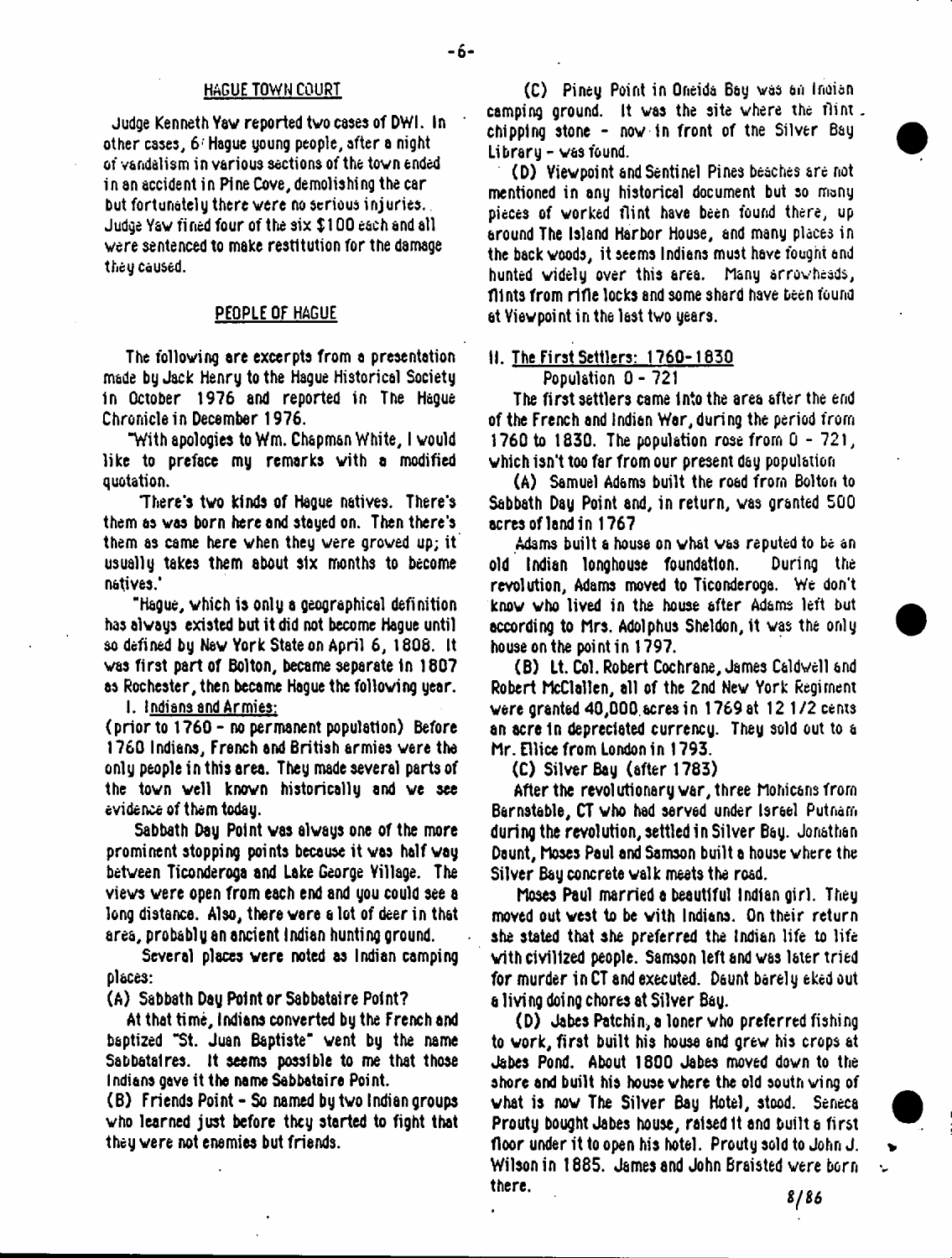## HAGUE TOWN COURT

Judge Kenneth Yaw reported two cases of DWI. In other cases, 6 Hague young people, after a night of vandalism in various sections of the town ended in an accident in Pine Cove, demolishing the car but fortunately there were no serious injuries. Judge Yaw fined four of the six $100 each and all were sentenced to make restitution for the damage they caused.

## PEOPLE OF HAGUE

The following are excerpts from a presentation made by Jack Henry to the Hague Historical Society in October 1976 and reported in The Hague Chronicle in December 1976.

"With apologies to Wm. Chapman White, I would like to preface my remarks with a modified quotation.

'There's two kinds of Hague natives. There's them as was born here and stayed on. Then there's them as came here when they were growed up; it usually takes them about six months to become natives.'

"Hague, which is only a geographical definition has always existed but it did not become Hague until so defined by New York State on April 6, 1808. It was first part of Bolton, became separate in 1807 as Rochester, then became Hague the following year.

I. Indians and Armies:

(prior to 1760 - no permanent population) Before 1760 Indians, French and British armies were the only people in this area. They made several parts of the town well known historically and we see evidence of them today.

Sabbath Day Point was always one of the more prominent stopping points between Ticonderoga and Lake George Village. The views were open from each end and you could see a long distance. Also, there were a lot of deer in that area, probably an ancient Indian hunting ground.

Several places were noted as Indian camping places:

(A) Sabbath Day Point or Sabbataire Point?

At that time, Indians converted by the French and baptized "St. Juan Baptiste" went by the name Sabbataires. It seems possible to me that those Indians gave it the name Sabbataire Point.

(B) Friends Point - So named by two Indian groups who learned just before they started to fight that they were not enemies but friends.

(C) Piney Point in Oneida Bay was an Indian camping ground. It was the site where the flint chipping stone - now in front of the Silver Bay Library - was found.

(D) Viewpoint and Sentinel Pines beaches are not mentioned in any historical document but so many pieces of worked flint have been found there, up around The Island Harbor House, and many places in the back woods, it seems Indians must have fought and hunted widely over this area. Many arrowheads, flints from rifle locks and some shard have been found at Viewpoint in the last two years.

II. The First Settlers: 1760-1830

Population 0 - 721

The first settlers came into the area after the end of the French and Indian War, during the period from 1760 to 1830. The population rose from 0 - 721, which isn't too far from our present day population

(A) Samuel Adams built the road from Bolton to Sabbath Day Point and, in return, was granted 500 acres of land in 1767

Adams built a house on what was reputed to be an old Indian longhouse foundation. During the revolution, Adams moved to Ticonderoga. We don't know who lived in the house after Adams left but according to Mrs. Adolphus Sheldon, it was the only house on the point in 1797.

(B) Lt. Col. Robert Cochrane, James Caldwell and Robert McClellen, all of the 2nd New York Regiment were granted 40,000 acres in 1769 at 12 1/2 cents an acre in depreciated currency. They sold out to a Mr. Ellice from London in 1793.

(C) Silver Bay (after 1783)

After the revolutionary war, three Mohicans from Barnstable, CT who had served under Israel Putnam during the revolution, settled in Silver Bay. Jonathan Daunt, Moses Paul and Samson built a house where the Silver Bay concrete walk meets the road.

Moses Paul married a beautiful Indian girl. They moved out west to be with Indians. On their return she stated that she preferred the Indian life to life with civilized people. Samson left and was later tried for murder in CT and executed. Daunt barely eked out a living doing chores at Silver Bay.

(D) Jabes Patchin, a loner who preferred fishing to work, first built his house and grew his crops at Jabes Pond. About 1800 Jabes moved down to the shore and built his house where the old south wing of what is now The Silver Bay Hotel, stood. Seneca Prouty bought Jabes house, raised it and built a first floor under it to open his hotel. Prouty sold to John J. Wilson in 1885. James and John Braisted were born there.

8/86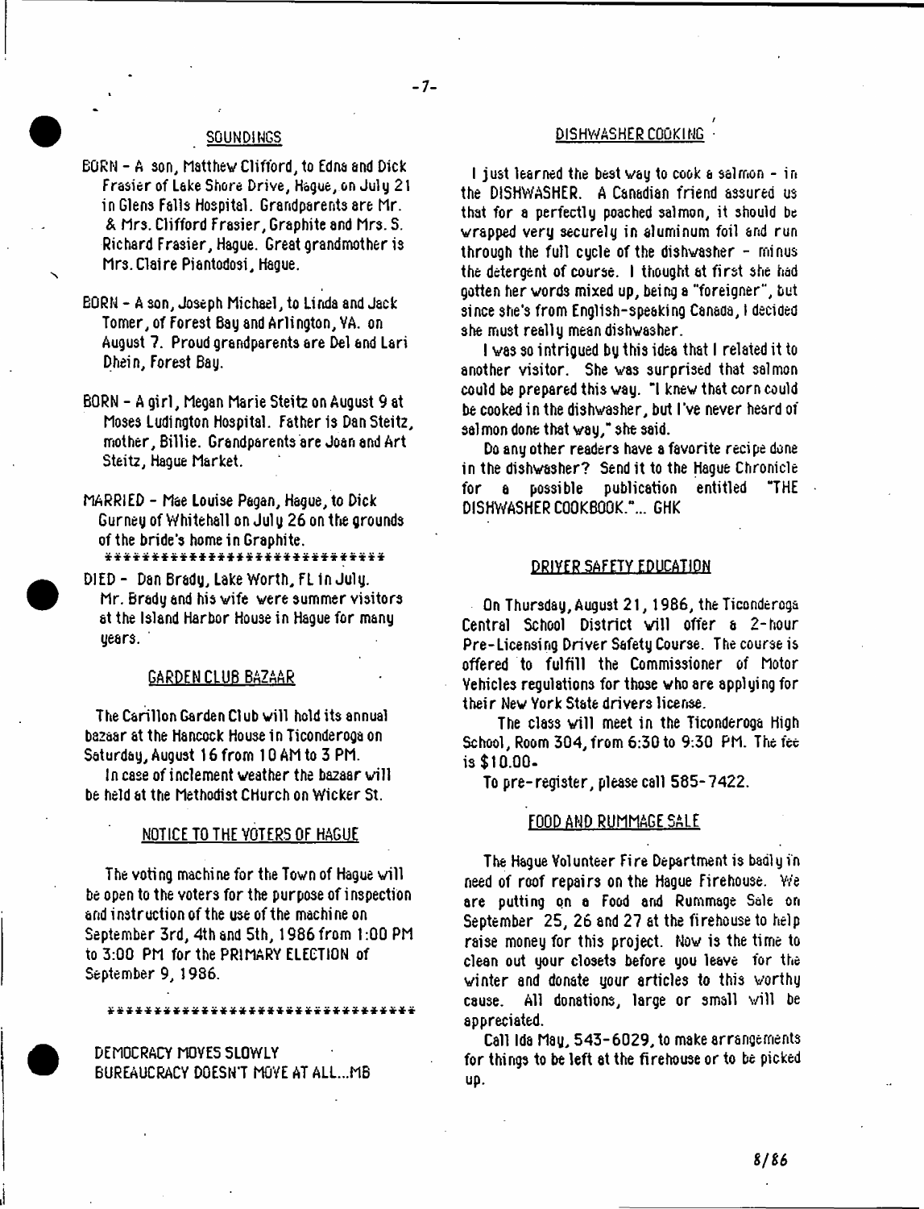## SOUNDINGS

BORN - A son, Matthew Clifford, to Edna and Dick Frasier of Lake Shore Drive, Hague, on July 21 in Glens Falls Hospital. Grandparents are Mr. & Mrs. Clifford Frasier, Graphite and Mrs. S. Richard Frasier, Hague. Great grandmother is Mrs. Claire Piantodosi, Hague.

BORN - A son, Joseph Michael, to Linda and Jack Tomer, of Forest Bay and Arlington, VA. on August 7. Proud grandparents are Del and Lari Dhein, Forest Bay.

BORN - A girl, Megan Marie Steitz on August 9 at Moses Ludington Hospital. Father is Dan Steitz, mother, Billie. Grandparents are Joan and Art Steitz, Hague Market.

MARRIED - Mae Louise Pagan, Hague, to Dick Gurney of Whitehall on July 26 on the grounds of the bride's home in Graphite.

******************************

DIED - Dan Brady, Lake Worth, FL in July. Mr. Brady and his wife were summer visitors at the Island Harbor House in Hague for many years.

## GARDEN CLUB BAZAAR

The Carillon Garden Club will hold its annual bazaar at the Hancock House in Ticonderoga on Saturday, August 16 from 10 AM to 3 PM.

In case of inclement weather the bazaar will be held at the Methodist CHurch on Wicker St.

## NOTICE TO THE VOTERS OF HAGUE

The voting machine for the Town of Hague will be open to the voters for the purpose of inspection and instruction of the use of the machine on September 3rd, 4th and 5th, 1986 from 1:00 PM to 3:00 PM for the PRIMARY ELECTION of September 9, 1986.

********************************

DEMOCRACY MOVES SLOWLY
BUREAUCRACY DOESN'T MOVE AT ALL...MB

## DISHWASHER COOKING

I just learned the best way to cook a salmon - in the DISHWASHER. A Canadian friend assured us that for a perfectly poached salmon, it should be wrapped very securely in aluminum foil and run through the full cycle of the dishwasher - minus the detergent of course. I thought at first she had gotten her words mixed up, being a "foreigner", but since she's from English-speaking Canada, I decided she must really mean dishwasher.

I was so intrigued by this idea that I related it to another visitor. She was surprised that salmon could be prepared this way. "I knew that corn could be cooked in the dishwasher, but I've never heard of salmon done that way," she said.

Do any other readers have a favorite recipe done in the dishwasher? Send it to the Hague Chronicle for a possible publication entitled "THE DISHWASHER COOKBOOK."... GHK

## DRIVER SAFETY EDUCATION

On Thursday, August 21, 1986, the Ticonderoga Central School District will offer a 2-hour Pre-Licensing Driver Safety Course. The course is offered to fulfill the Commissioner of Motor Vehicles regulations for those who are applying for their New York State drivers license.

The class will meet in the Ticonderoga High School, Room 304, from 6:30 to 9:30 PM. The fee is $10.00.

To pre-register, please call 585-7422.

## FOOD AND RUMMAGE SALE

The Hague Volunteer Fire Department is badly in need of roof repairs on the Hague Firehouse. We are putting on a Food and Rummage Sale on September 25, 26 and 27 at the firehouse to help raise money for this project. Now is the time to clean out your closets before you leave for the winter and donate your articles to this worthy cause. All donations, large or small will be appreciated.

Call Ida May, 543-6029, to make arrangements for things to be left at the firehouse or to be picked up.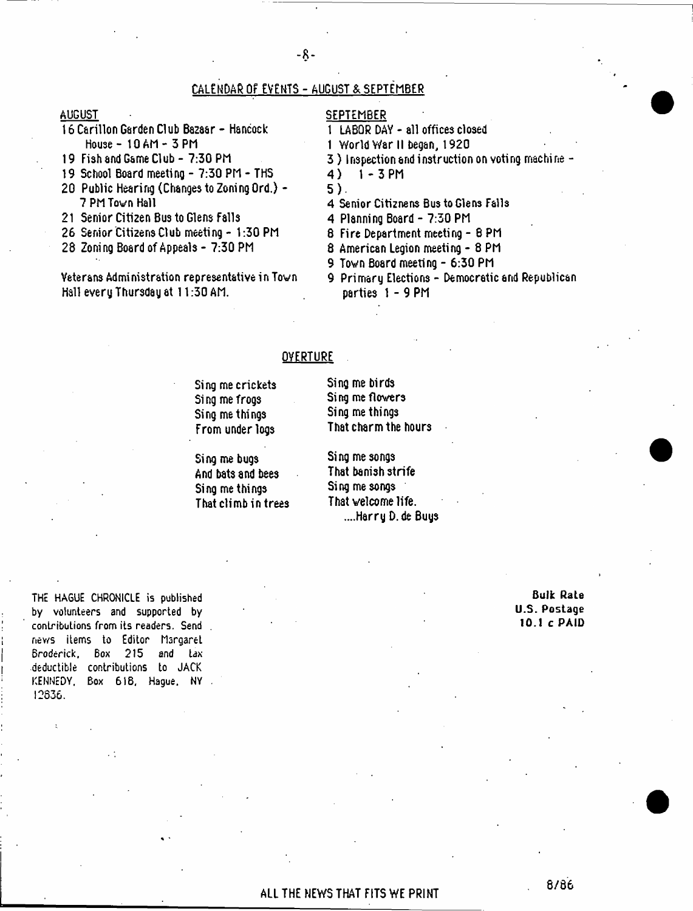## CALENDAR OF EVENTS - AUGUST & SEPTEMBER

### AUGUST

16 Carillon Garden Club Bazaar - Hancock House - 10 AM - 3 PM

19 Fish and Game Club - 7:30 PM

19 School Board meeting - 7:30 PM - THS

20 Public Hearing (Changes to Zoning Ord.) - 7 PM Town Hall

21 Senior Citizen Bus to Glens Falls

26 Senior Citizens Club meeting - 1:30 PM

28 Zoning Board of Appeals - 7:30 PM

Veterans Administration representative in Town Hall every Thursday at 11:30 AM.

### SEPTEMBER

1 LABOR DAY - all offices closed

1 World War II began, 1920

3 ) Inspection and instruction on voting machine -
4 ) 1 - 3 PM
5 ).

4 Senior Citiznens Bus to Glens Falls

4 Planning Board - 7:30 PM

8 Fire Department meeting - 8 PM

8 American Legion meeting - 8 PM

9 Town Board meeting - 6:30 PM

9 Primary Elections - Democratic and Republican parties 1 - 9 PM

## OVERTURE

Sing me crickets
Sing me frogs
Sing me things
From under logs

Sing me bugs
And bats and bees
Sing me things
That climb in trees

Sing me birds
Sing me flowers
Sing me things
That charm the hours

Sing me songs
That banish strife
Sing me songs
That welcome life.

....Harry D. de Buys

THE HAGUE CHRONICLE is published by volunteers and supported by contributions from its readers. Send news items to Editor Margaret Broderick, Box 215 and tax deductible contributions to JACK KENNEDY, Box 618, Hague, NY 12836.

**Bulk Rate**
**U.S. Postage**
**10.1 c PAID**

ALL THE NEWS THAT FITS WE PRINT

8/86